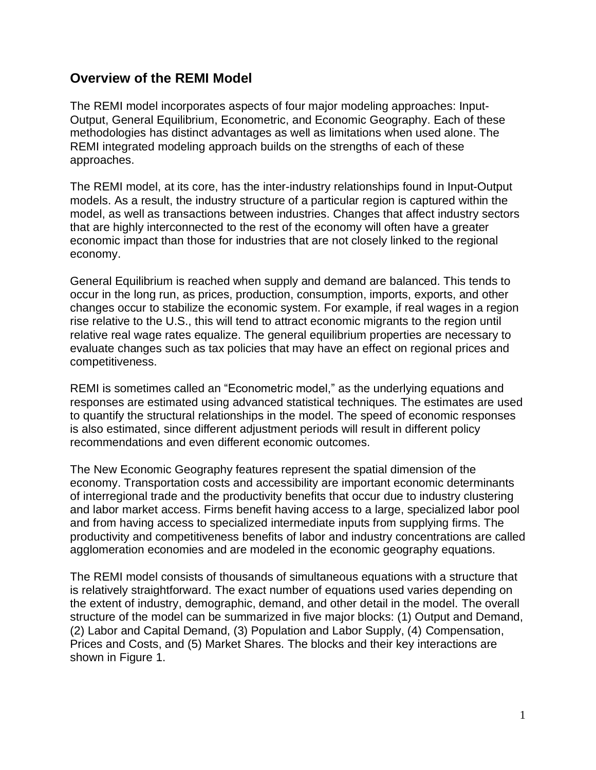## Overview of the REMI Model

The REMI model incorporates aspects of four major modeling approaches: Input-Output, General Equilibrium, Econometric, and Economic Geography. Each of these methodologies has distinct advantages as well as limitations when used alone. The REMI integrated modeling approach builds on the strengths of each of these approaches.

The REMI model, at its core, has the inter-industry relationships found in Input-Output models. As a result, the industry structure of a particular region is captured within the model, as well as transactions between industries. Changes that affect industry sectors that are highly interconnected to the rest of the economy will often have a greater economic impact than those for industries that are not closely linked to the regional economy.

General Equilibrium is reached when supply and demand are balanced. This tends to occur in the long run, as prices, production, consumption, imports, exports, and other changes occur to stabilize the economic system. For example, if real wages in a region rise relative to the U.S., this will tend to attract economic migrants to the region until relative real wage rates equalize. The general equilibrium properties are necessary to evaluate changes such as tax policies that may have an effect on regional prices and competitiveness.

REMI is sometimes called an "Econometric model," as the underlying equations and responses are estimated using advanced statistical techniques. The estimates are used to quantify the structural relationships in the model. The speed of economic responses is also estimated, since different adjustment periods will result in different policy recommendations and even different economic outcomes.

The New Economic Geography features represent the spatial dimension of the economy. Transportation costs and accessibility are important economic determinants of interregional trade and the productivity benefits that occur due to industry clustering and labor market access. Firms benefit having access to a large, specialized labor pool and from having access to specialized intermediate inputs from supplying firms. The productivity and competitiveness benefits of labor and industry concentrations are called agglomeration economies and are modeled in the economic geography equations.

The REMI model consists of thousands of simultaneous equations with a structure that is relatively straightforward. The exact number of equations used varies depending on the extent of industry, demographic, demand, and other detail in the model. The overall structure of the model can be summarized in five major blocks: (1) Output and Demand, (2) Labor and Capital Demand, (3) Population and Labor Supply, (4) Compensation, Prices and Costs, and (5) Market Shares. The blocks and their key interactions are shown in Figure 1.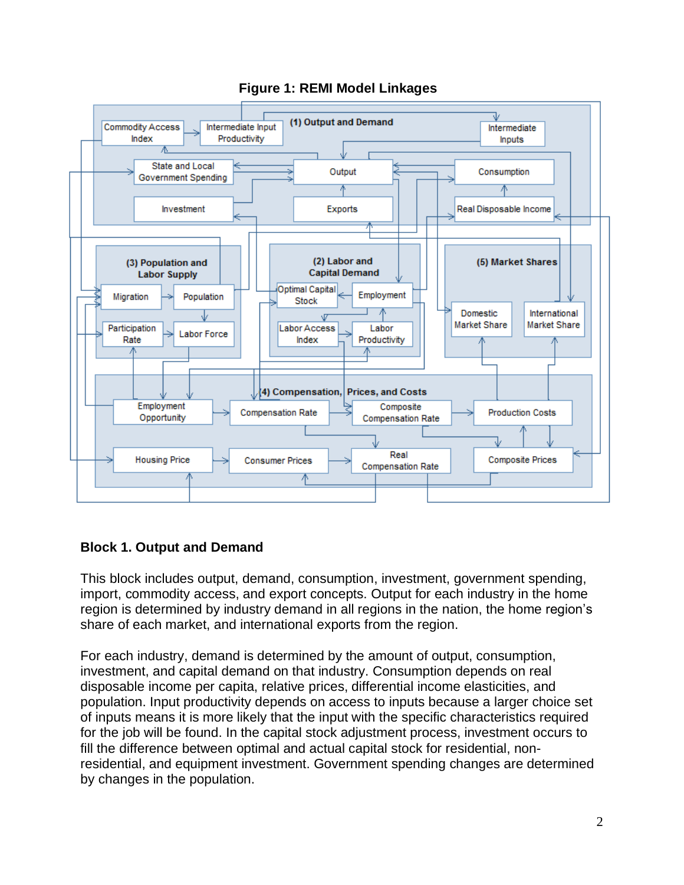**Figure 1: REMI Model Linkages**

(1) Output and Demand

Commodity Access Index

Intermediate Input Productivity

Intermediate Inputs

State and Local Government Spending

Output

Consumption

Investment

Exports

Real Disposable Income

(3) Population and Labor Supply

Migration

Population

Participation Rate

Labor Force

(2) Labor and Capital Demand

Optimal Capital Stock

Employment

Labor Access Index

Labor Productivity

(5) Market Shares

Domestic Market Share

International Market Share

(4) Compensation, Prices, and Costs

Employment Opportunity

Compensation Rate

Composite Compensation Rate

Production Costs

Housing Price

Consumer Prices

Real Compensation Rate

Composite Prices

## Block 1. Output and Demand

This block includes output, demand, consumption, investment, government spending, import, commodity access, and export concepts. Output for each industry in the home region is determined by industry demand in all regions in the nation, the home region's share of each market, and international exports from the region.

For each industry, demand is determined by the amount of output, consumption, investment, and capital demand on that industry. Consumption depends on real disposable income per capita, relative prices, differential income elasticities, and population. Input productivity depends on access to inputs because a larger choice set of inputs means it is more likely that the input with the specific characteristics required for the job will be found. In the capital stock adjustment process, investment occurs to fill the difference between optimal and actual capital stock for residential, non-residential, and equipment investment. Government spending changes are determined by changes in the population.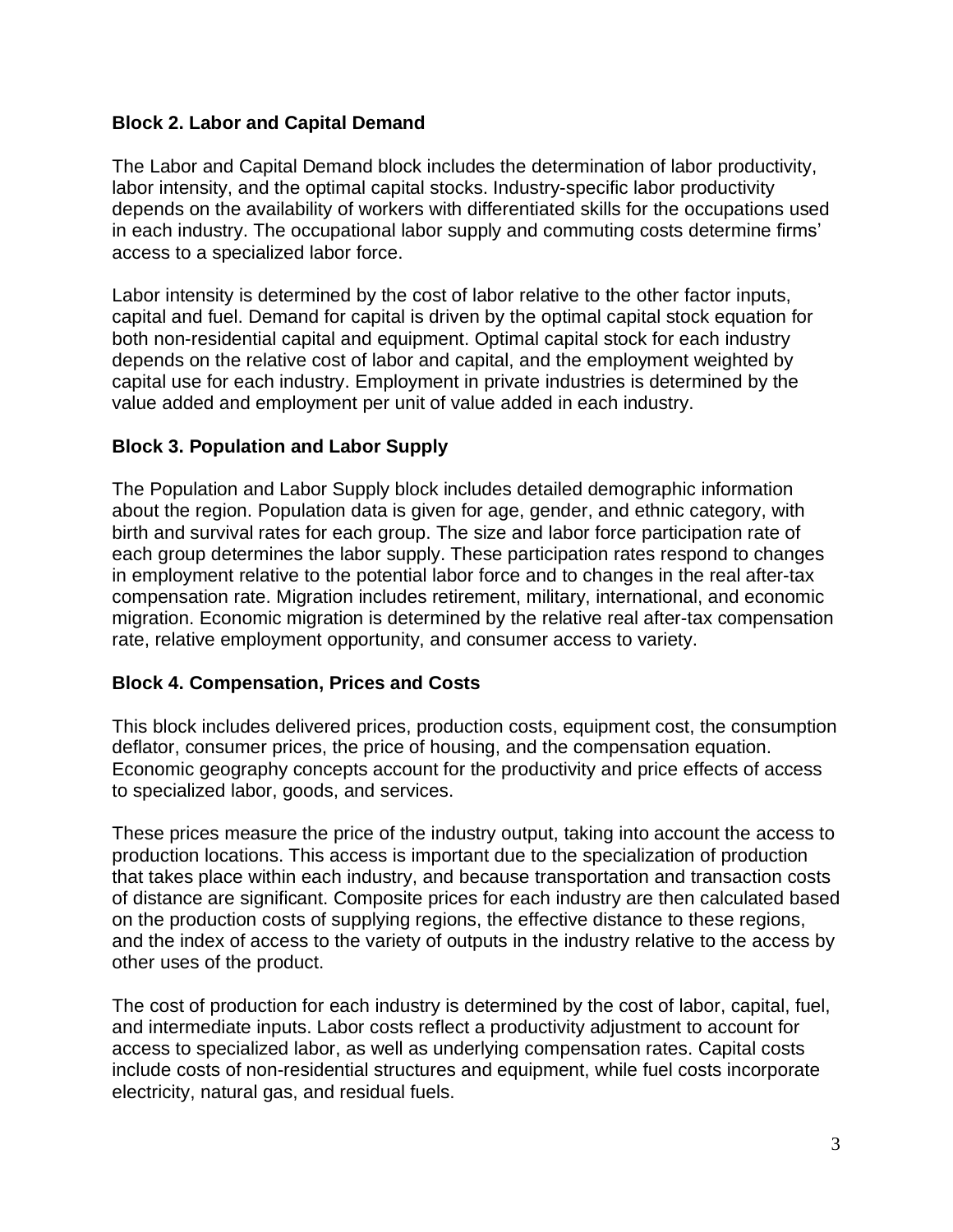### Block 2. Labor and Capital Demand

The Labor and Capital Demand block includes the determination of labor productivity, labor intensity, and the optimal capital stocks. Industry-specific labor productivity depends on the availability of workers with differentiated skills for the occupations used in each industry. The occupational labor supply and commuting costs determine firms' access to a specialized labor force.

Labor intensity is determined by the cost of labor relative to the other factor inputs, capital and fuel. Demand for capital is driven by the optimal capital stock equation for both non-residential capital and equipment. Optimal capital stock for each industry depends on the relative cost of labor and capital, and the employment weighted by capital use for each industry. Employment in private industries is determined by the value added and employment per unit of value added in each industry.

### Block 3. Population and Labor Supply

The Population and Labor Supply block includes detailed demographic information about the region. Population data is given for age, gender, and ethnic category, with birth and survival rates for each group. The size and labor force participation rate of each group determines the labor supply. These participation rates respond to changes in employment relative to the potential labor force and to changes in the real after-tax compensation rate. Migration includes retirement, military, international, and economic migration. Economic migration is determined by the relative real after-tax compensation rate, relative employment opportunity, and consumer access to variety.

### Block 4. Compensation, Prices and Costs

This block includes delivered prices, production costs, equipment cost, the consumption deflator, consumer prices, the price of housing, and the compensation equation. Economic geography concepts account for the productivity and price effects of access to specialized labor, goods, and services.

These prices measure the price of the industry output, taking into account the access to production locations. This access is important due to the specialization of production that takes place within each industry, and because transportation and transaction costs of distance are significant. Composite prices for each industry are then calculated based on the production costs of supplying regions, the effective distance to these regions, and the index of access to the variety of outputs in the industry relative to the access by other uses of the product.

The cost of production for each industry is determined by the cost of labor, capital, fuel, and intermediate inputs. Labor costs reflect a productivity adjustment to account for access to specialized labor, as well as underlying compensation rates. Capital costs include costs of non-residential structures and equipment, while fuel costs incorporate electricity, natural gas, and residual fuels.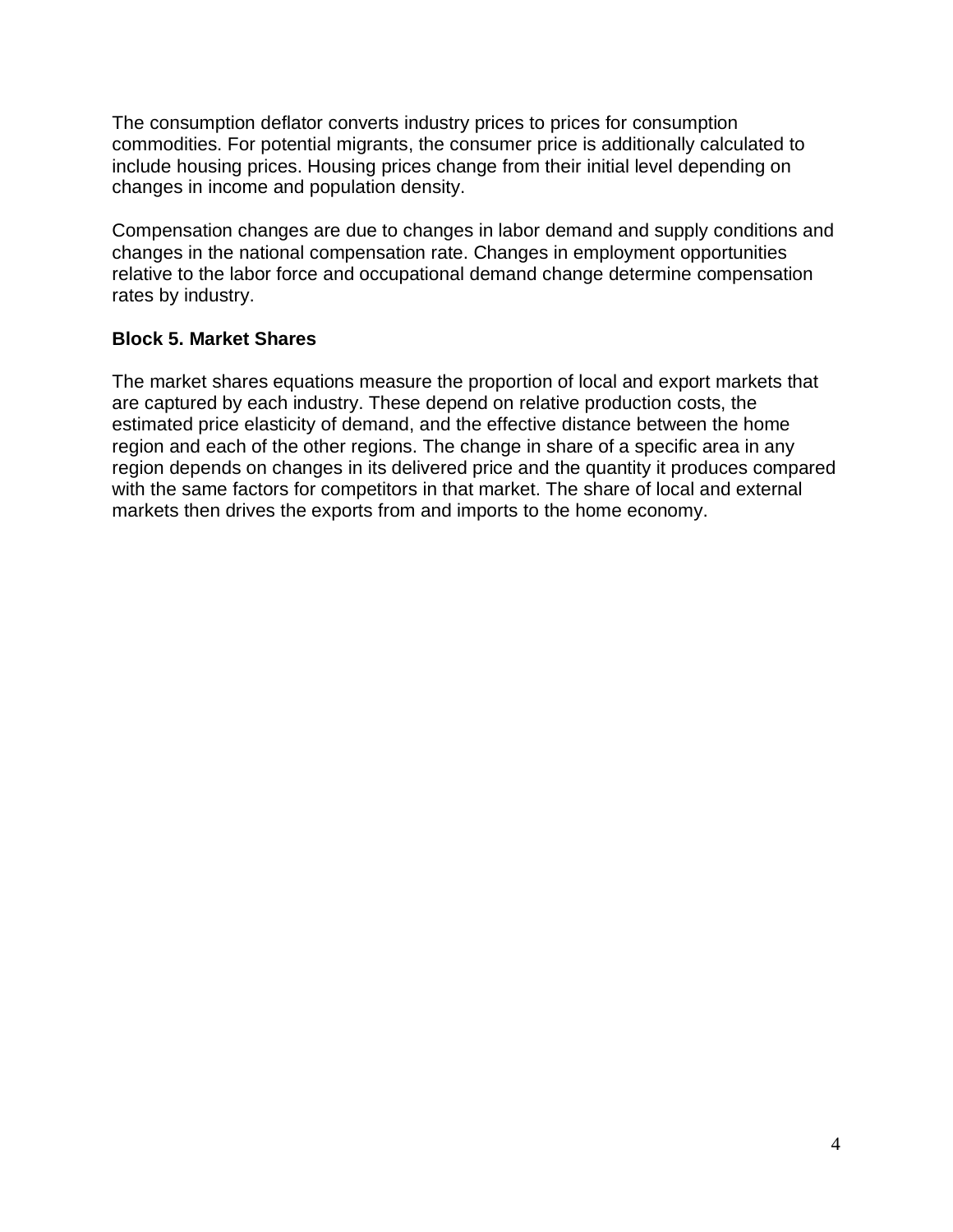The consumption deflator converts industry prices to prices for consumption commodities. For potential migrants, the consumer price is additionally calculated to include housing prices. Housing prices change from their initial level depending on changes in income and population density.

Compensation changes are due to changes in labor demand and supply conditions and changes in the national compensation rate. Changes in employment opportunities relative to the labor force and occupational demand change determine compensation rates by industry.

**Block 5. Market Shares**

The market shares equations measure the proportion of local and export markets that are captured by each industry. These depend on relative production costs, the estimated price elasticity of demand, and the effective distance between the home region and each of the other regions. The change in share of a specific area in any region depends on changes in its delivered price and the quantity it produces compared with the same factors for competitors in that market. The share of local and external markets then drives the exports from and imports to the home economy.